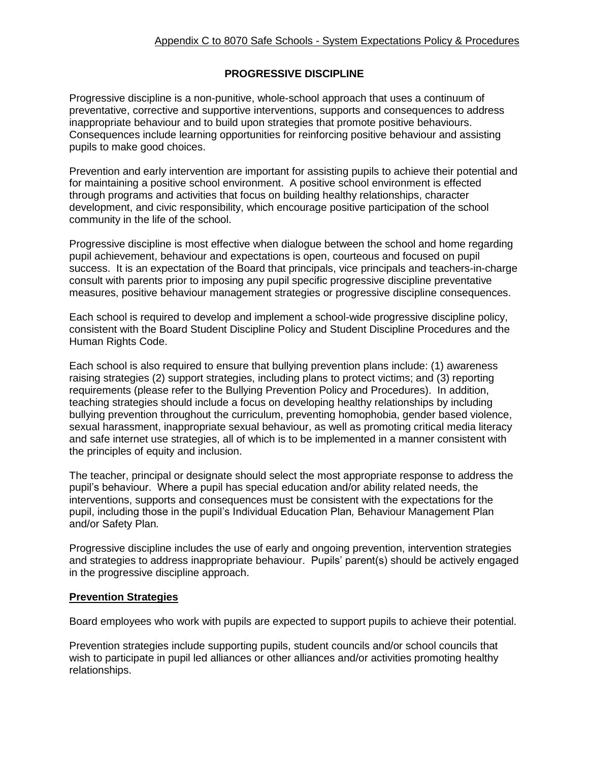Appendix C to 8070 Safe Schools - System Expectations Policy & Procedures

# PROGRESSIVE DISCIPLINE

Progressive discipline is a non-punitive, whole-school approach that uses a continuum of preventative, corrective and supportive interventions, supports and consequences to address inappropriate behaviour and to build upon strategies that promote positive behaviours. Consequences include learning opportunities for reinforcing positive behaviour and assisting pupils to make good choices.

Prevention and early intervention are important for assisting pupils to achieve their potential and for maintaining a positive school environment. A positive school environment is effected through programs and activities that focus on building healthy relationships, character development, and civic responsibility, which encourage positive participation of the school community in the life of the school.

Progressive discipline is most effective when dialogue between the school and home regarding pupil achievement, behaviour and expectations is open, courteous and focused on pupil success. It is an expectation of the Board that principals, vice principals and teachers-in-charge consult with parents prior to imposing any pupil specific progressive discipline preventative measures, positive behaviour management strategies or progressive discipline consequences.

Each school is required to develop and implement a school-wide progressive discipline policy, consistent with the Board Student Discipline Policy and Student Discipline Procedures and the Human Rights Code.

Each school is also required to ensure that bullying prevention plans include: (1) awareness raising strategies (2) support strategies, including plans to protect victims; and (3) reporting requirements (please refer to the Bullying Prevention Policy and Procedures). In addition, teaching strategies should include a focus on developing healthy relationships by including bullying prevention throughout the curriculum, preventing homophobia, gender based violence, sexual harassment, inappropriate sexual behaviour, as well as promoting critical media literacy and safe internet use strategies, all of which is to be implemented in a manner consistent with the principles of equity and inclusion.

The teacher, principal or designate should select the most appropriate response to address the pupil's behaviour. Where a pupil has special education and/or ability related needs, the interventions, supports and consequences must be consistent with the expectations for the pupil, including those in the pupil's Individual Education Plan*,* Behaviour Management Plan and/or Safety Plan*.*

Progressive discipline includes the use of early and ongoing prevention, intervention strategies and strategies to address inappropriate behaviour. Pupils' parent(s) should be actively engaged in the progressive discipline approach.

## Prevention Strategies

Board employees who work with pupils are expected to support pupils to achieve their potential.

Prevention strategies include supporting pupils, student councils and/or school councils that wish to participate in pupil led alliances or other alliances and/or activities promoting healthy relationships.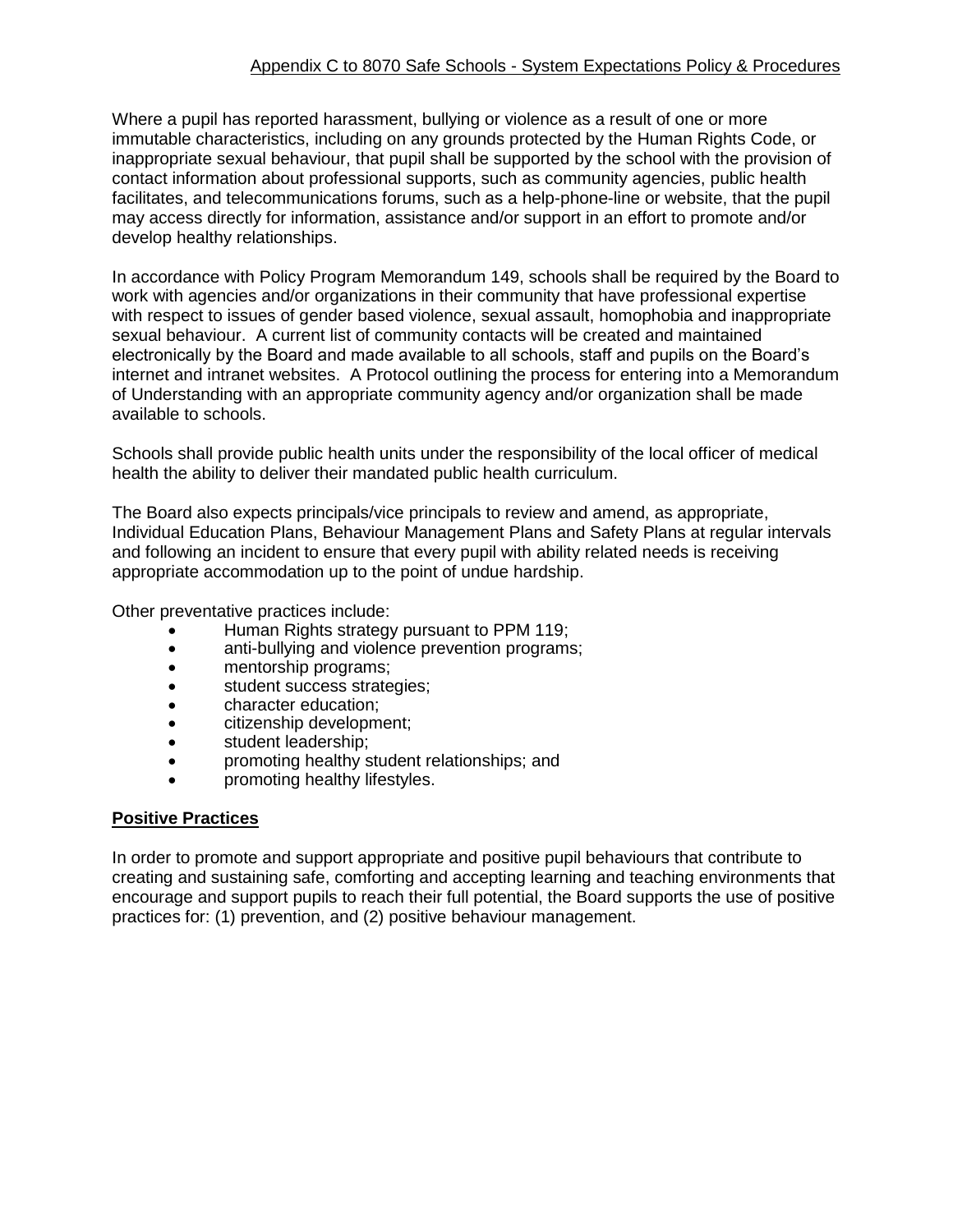Where a pupil has reported harassment, bullying or violence as a result of one or more immutable characteristics, including on any grounds protected by the Human Rights Code, or inappropriate sexual behaviour, that pupil shall be supported by the school with the provision of contact information about professional supports, such as community agencies, public health facilitates, and telecommunications forums, such as a help-phone-line or website, that the pupil may access directly for information, assistance and/or support in an effort to promote and/or develop healthy relationships.

In accordance with Policy Program Memorandum 149, schools shall be required by the Board to work with agencies and/or organizations in their community that have professional expertise with respect to issues of gender based violence, sexual assault, homophobia and inappropriate sexual behaviour. A current list of community contacts will be created and maintained electronically by the Board and made available to all schools, staff and pupils on the Board's internet and intranet websites. A Protocol outlining the process for entering into a Memorandum of Understanding with an appropriate community agency and/or organization shall be made available to schools.

Schools shall provide public health units under the responsibility of the local officer of medical health the ability to deliver their mandated public health curriculum.

The Board also expects principals/vice principals to review and amend, as appropriate, Individual Education Plans, Behaviour Management Plans and Safety Plans at regular intervals and following an incident to ensure that every pupil with ability related needs is receiving appropriate accommodation up to the point of undue hardship.

Other preventative practices include:

- Human Rights strategy pursuant to PPM 119;
- anti-bullying and violence prevention programs;
- mentorship programs;
- student success strategies;
- character education;
- citizenship development;
- student leadership;
- promoting healthy student relationships; and
- promoting healthy lifestyles.

## Positive Practices

In order to promote and support appropriate and positive pupil behaviours that contribute to creating and sustaining safe, comforting and accepting learning and teaching environments that encourage and support pupils to reach their full potential, the Board supports the use of positive practices for: (1) prevention, and (2) positive behaviour management.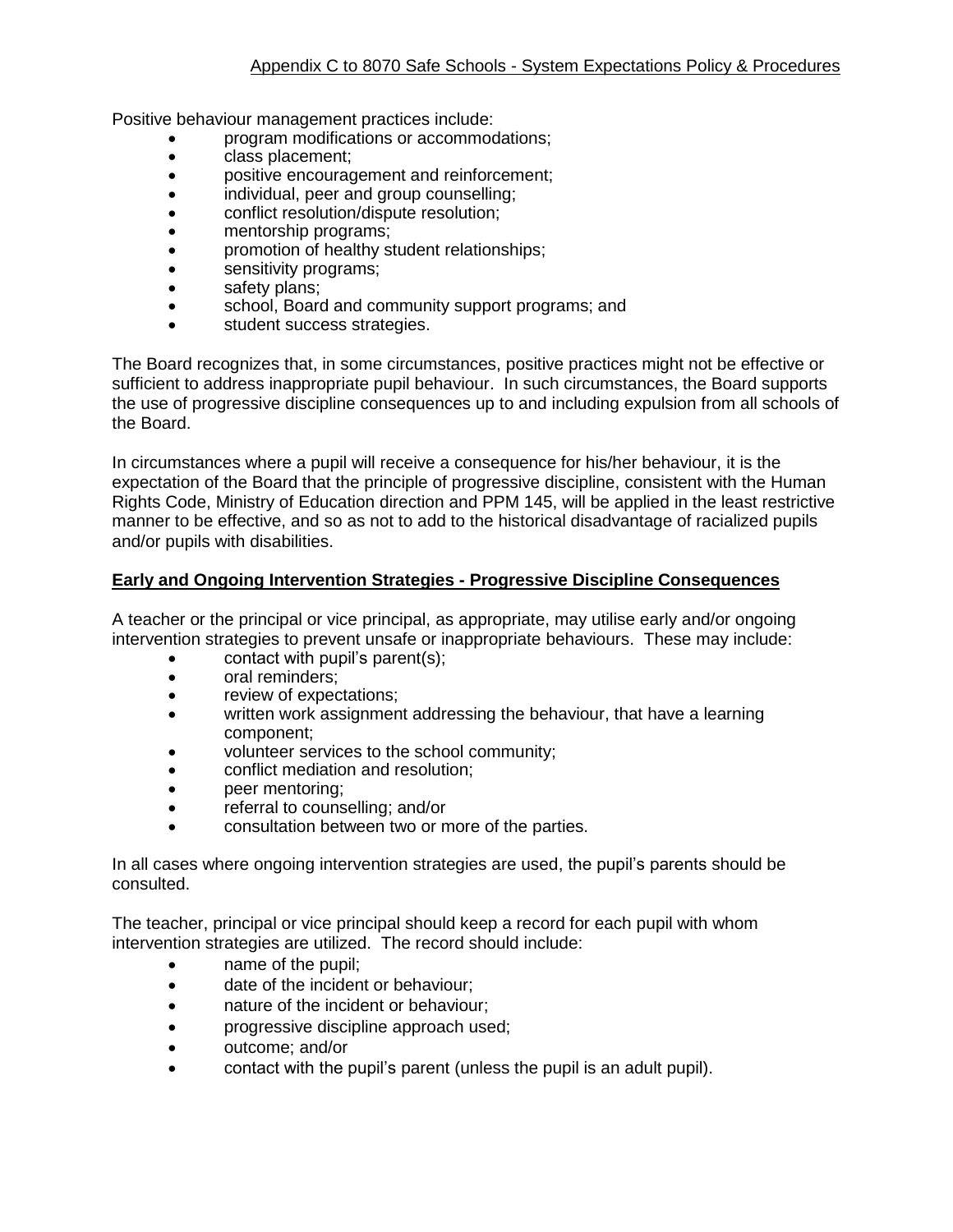Positive behaviour management practices include:

- program modifications or accommodations;
- class placement;
- positive encouragement and reinforcement;
- individual, peer and group counselling;
- conflict resolution/dispute resolution;
- mentorship programs;
- promotion of healthy student relationships;
- sensitivity programs;
- safety plans;
- school, Board and community support programs; and
- student success strategies.

The Board recognizes that, in some circumstances, positive practices might not be effective or sufficient to address inappropriate pupil behaviour. In such circumstances, the Board supports the use of progressive discipline consequences up to and including expulsion from all schools of the Board.

In circumstances where a pupil will receive a consequence for his/her behaviour, it is the expectation of the Board that the principle of progressive discipline, consistent with the Human Rights Code, Ministry of Education direction and PPM 145, will be applied in the least restrictive manner to be effective, and so as not to add to the historical disadvantage of racialized pupils and/or pupils with disabilities.

**Early and Ongoing Intervention Strategies - Progressive Discipline Consequences**

A teacher or the principal or vice principal, as appropriate, may utilise early and/or ongoing intervention strategies to prevent unsafe or inappropriate behaviours. These may include:

- contact with pupil's parent(s);
- oral reminders;
- review of expectations;
- written work assignment addressing the behaviour, that have a learning component;
- volunteer services to the school community;
- conflict mediation and resolution;
- peer mentoring;
- referral to counselling; and/or
- consultation between two or more of the parties.

In all cases where ongoing intervention strategies are used, the pupil's parents should be consulted.

The teacher, principal or vice principal should keep a record for each pupil with whom intervention strategies are utilized. The record should include:

- name of the pupil;
- date of the incident or behaviour;
- nature of the incident or behaviour;
- progressive discipline approach used;
- outcome; and/or
- contact with the pupil's parent (unless the pupil is an adult pupil).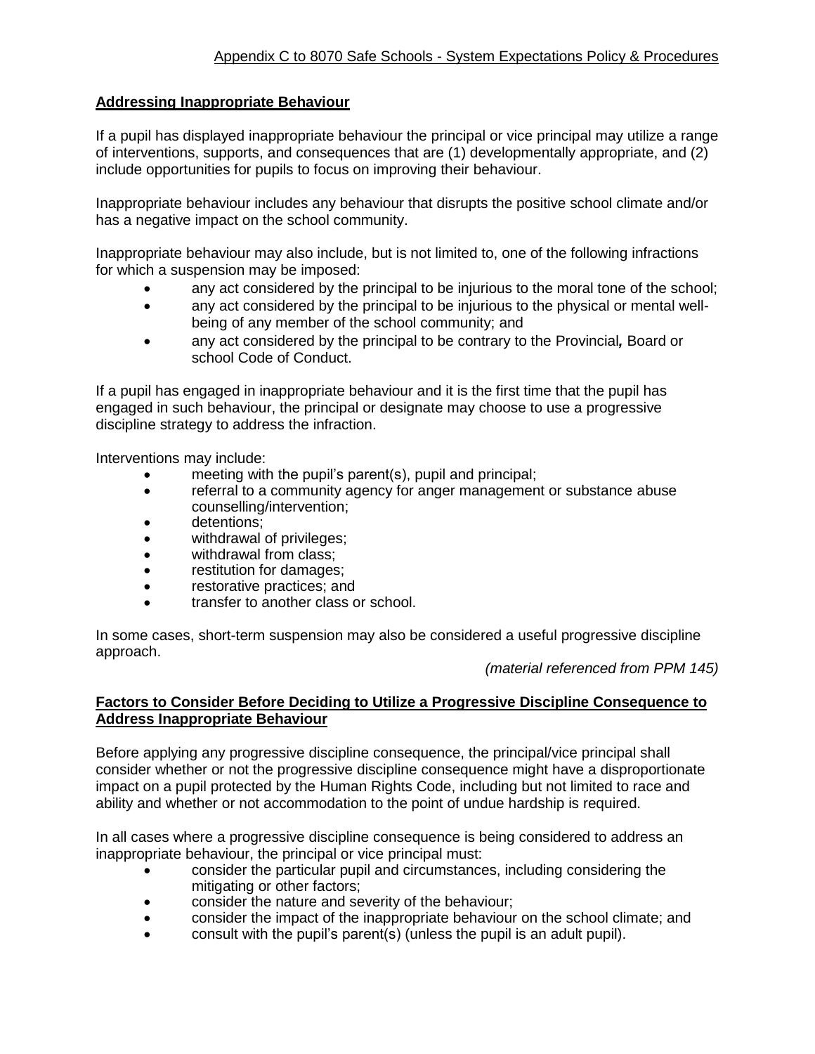**Addressing Inappropriate Behaviour**

If a pupil has displayed inappropriate behaviour the principal or vice principal may utilize a range of interventions, supports, and consequences that are (1) developmentally appropriate, and (2) include opportunities for pupils to focus on improving their behaviour.

Inappropriate behaviour includes any behaviour that disrupts the positive school climate and/or has a negative impact on the school community.

Inappropriate behaviour may also include, but is not limited to, one of the following infractions for which a suspension may be imposed:

- any act considered by the principal to be injurious to the moral tone of the school;
- any act considered by the principal to be injurious to the physical or mental well-being of any member of the school community; and
- any act considered by the principal to be contrary to the Provincial*,* Board or school Code of Conduct.

If a pupil has engaged in inappropriate behaviour and it is the first time that the pupil has engaged in such behaviour, the principal or designate may choose to use a progressive discipline strategy to address the infraction.

Interventions may include:

- meeting with the pupil's parent(s), pupil and principal;
- referral to a community agency for anger management or substance abuse counselling/intervention;
- detentions;
- withdrawal of privileges;
- withdrawal from class;
- restitution for damages;
- restorative practices; and
- transfer to another class or school.

In some cases, short-term suspension may also be considered a useful progressive discipline approach.

*(material referenced from PPM 145)*

**Factors to Consider Before Deciding to Utilize a Progressive Discipline Consequence to Address Inappropriate Behaviour**

Before applying any progressive discipline consequence, the principal/vice principal shall consider whether or not the progressive discipline consequence might have a disproportionate impact on a pupil protected by the Human Rights Code, including but not limited to race and ability and whether or not accommodation to the point of undue hardship is required.

In all cases where a progressive discipline consequence is being considered to address an inappropriate behaviour, the principal or vice principal must:

- consider the particular pupil and circumstances, including considering the mitigating or other factors;
- consider the nature and severity of the behaviour;
- consider the impact of the inappropriate behaviour on the school climate; and
- consult with the pupil's parent(s) (unless the pupil is an adult pupil).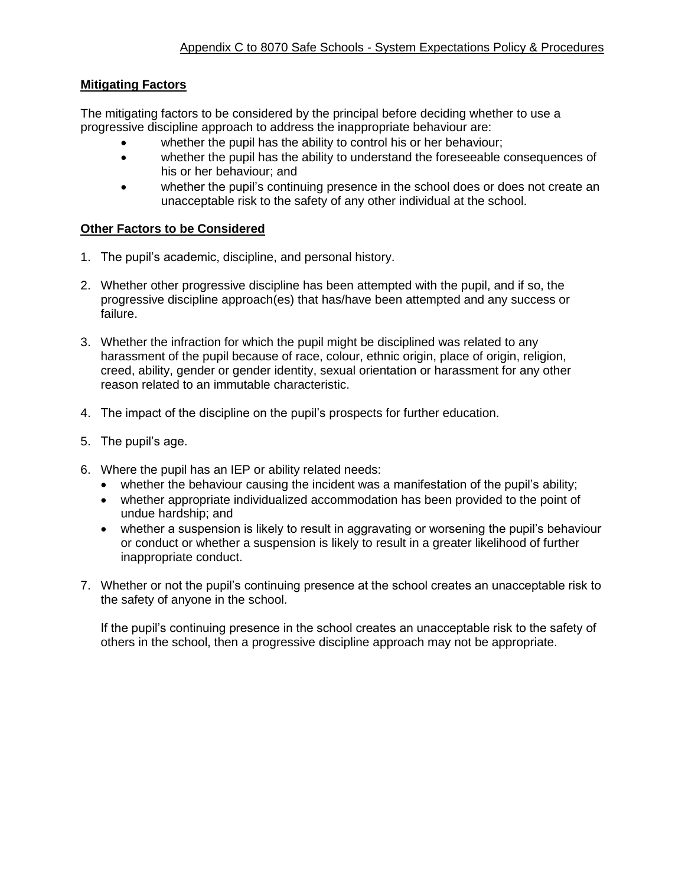## Mitigating Factors

The mitigating factors to be considered by the principal before deciding whether to use a progressive discipline approach to address the inappropriate behaviour are:

- whether the pupil has the ability to control his or her behaviour;
- whether the pupil has the ability to understand the foreseeable consequences of his or her behaviour; and
- whether the pupil's continuing presence in the school does or does not create an unacceptable risk to the safety of any other individual at the school.

## Other Factors to be Considered

1. The pupil's academic, discipline, and personal history.
2. Whether other progressive discipline has been attempted with the pupil, and if so, the progressive discipline approach(es) that has/have been attempted and any success or failure.
3. Whether the infraction for which the pupil might be disciplined was related to any harassment of the pupil because of race, colour, ethnic origin, place of origin, religion, creed, ability, gender or gender identity, sexual orientation or harassment for any other reason related to an immutable characteristic.
4. The impact of the discipline on the pupil's prospects for further education.
5. The pupil's age.
6. Where the pupil has an IEP or ability related needs:
   - whether the behaviour causing the incident was a manifestation of the pupil's ability;
   - whether appropriate individualized accommodation has been provided to the point of undue hardship; and
   - whether a suspension is likely to result in aggravating or worsening the pupil's behaviour or conduct or whether a suspension is likely to result in a greater likelihood of further inappropriate conduct.
7. Whether or not the pupil's continuing presence at the school creates an unacceptable risk to the safety of anyone in the school.

   If the pupil's continuing presence in the school creates an unacceptable risk to the safety of others in the school, then a progressive discipline approach may not be appropriate.